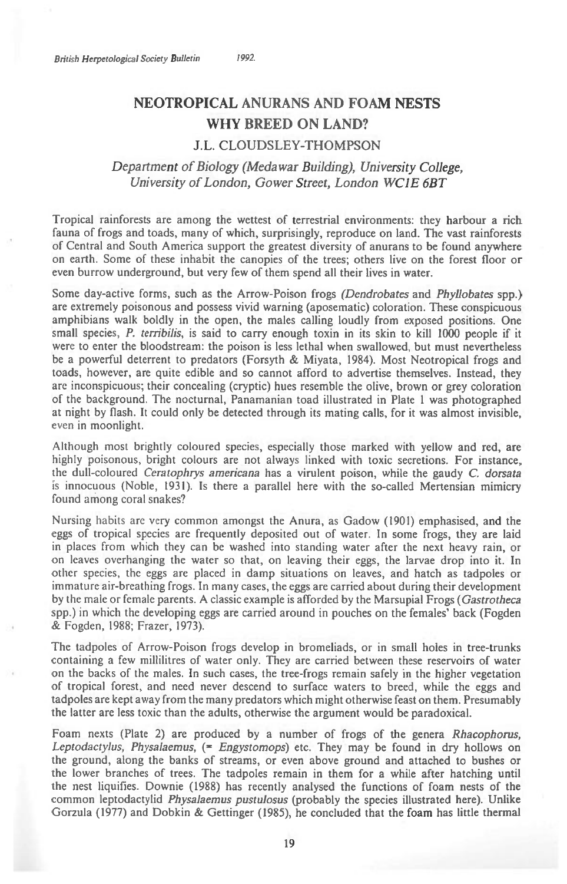# NEOTROPICAL ANURANS AND FOAM NESTS WHY BREED ON LAND?

## J.L. CLOUDSLEY-THOMPSON

*Department of Biology (Medawar Building), University College, University of London, Gower Street, London WC1E 6BT*

Tropical rainforests are among the wettest of terrestrial environments: they harbour a rich fauna of frogs and toads, many of which, surprisingly, reproduce on land. The vast rainforests of Central and South America support the greatest diversity of anurans to be found anywhere on earth. Some of these inhabit the canopies of the trees; others live on the forest floor or even burrow underground, but very few of them spend all their lives in water.

Some day-active forms, such as the Arrow-Poison frogs (*Dendrobates* and *Phyllobates* spp.) are extremely poisonous and possess vivid warning (aposematic) coloration. These conspicuous amphibians walk boldly in the open, the males calling loudly from exposed positions. One small species, *P. terribilis*, is said to carry enough toxin in its skin to kill 1000 people if it were to enter the bloodstream: the poison is less lethal when swallowed, but must nevertheless be a powerful deterrent to predators (Forsyth & Miyata, 1984). Most Neotropical frogs and toads, however, are quite edible and so cannot afford to advertise themselves. Instead, they are inconspicuous; their concealing (cryptic) hues resemble the olive, brown or grey coloration of the background. The nocturnal, Panamanian toad illustrated in Plate 1 was photographed at night by flash. It could only be detected through its mating calls, for it was almost invisible, even in moonlight.

Although most brightly coloured species, especially those marked with yellow and red, are highly poisonous, bright colours are not always linked with toxic secretions. For instance, the dull-coloured *Ceratophrys americana* has a virulent poison, while the gaudy *C. dorsata* is innocuous (Noble, 1931). Is there a parallel here with the so-called Mertensian mimicry found among coral snakes?

Nursing habits are very common amongst the Anura, as Gadow (1901) emphasised, and the eggs of tropical species are frequently deposited out of water. In some frogs, they are laid in places from which they can be washed into standing water after the next heavy rain, or on leaves overhanging the water so that, on leaving their eggs, the larvae drop into it. In other species, the eggs are placed in damp situations on leaves, and hatch as tadpoles or immature air-breathing frogs. In many cases, the eggs are carried about during their development by the male or female parents. A classic example is afforded by the Marsupial Frogs (*Gastrotheca* spp.) in which the developing eggs are carried around in pouches on the females' back (Fogden & Fogden, 1988; Frazer, 1973).

The tadpoles of Arrow-Poison frogs develop in bromeliads, or in small holes in tree-trunks containing a few millilitres of water only. They are carried between these reservoirs of water on the backs of the males. In such cases, the tree-frogs remain safely in the higher vegetation of tropical forest, and need never descend to surface waters to breed, while the eggs and tadpoles are kept away from the many predators which might otherwise feast on them. Presumably the latter are less toxic than the adults, otherwise the argument would be paradoxical.

Foam nexts (Plate 2) are produced by a number of frogs of the genera *Rhacophorus, Leptodactylus, Physalaemus,* (= *Engystomops*) etc. They may be found in dry hollows on the ground, along the banks of streams, or even above ground and attached to bushes or the lower branches of trees. The tadpoles remain in them for a while after hatching until the nest liquifies. Downie (1988) has recently analysed the functions of foam nests of the common leptodactylid *Physalaemus pustulosus* (probably the species illustrated here). Unlike Gorzula (1977) and Dobkin & Gettinger (1985), he concluded that the foam has little thermal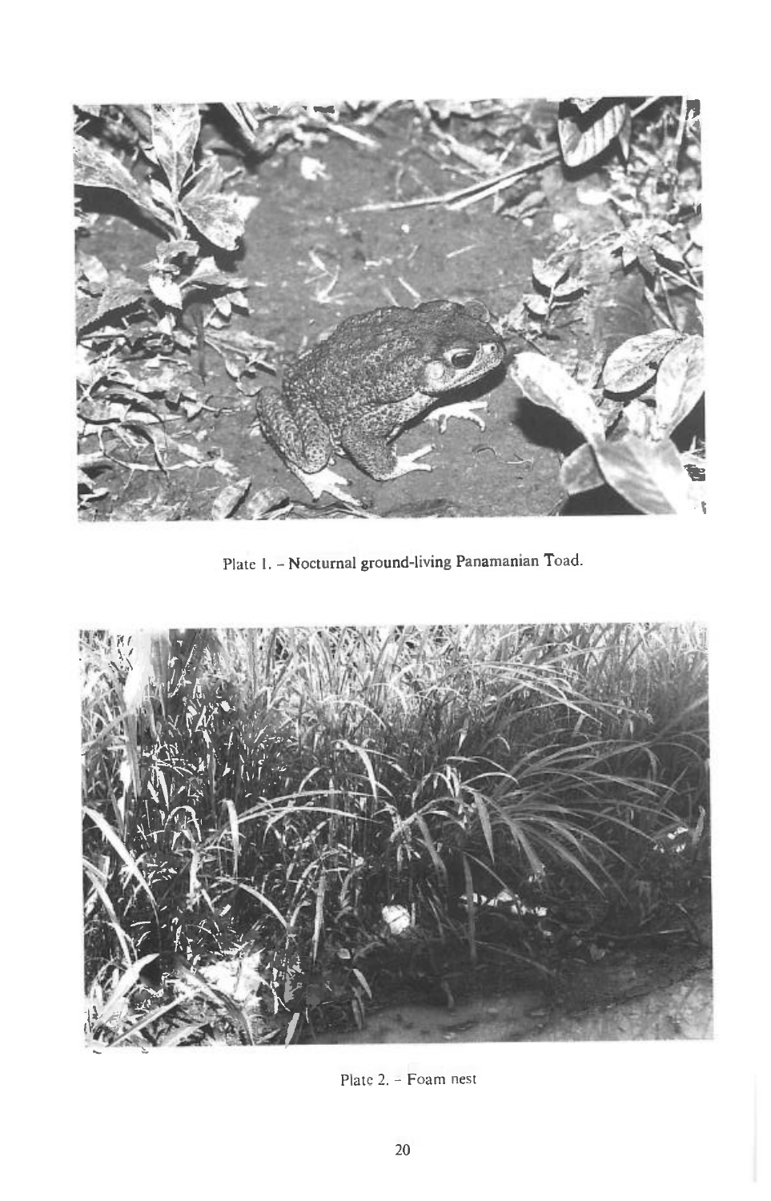Plate 1. – Nocturnal ground-living Panamanian Toad.

Plate 2. – Foam nest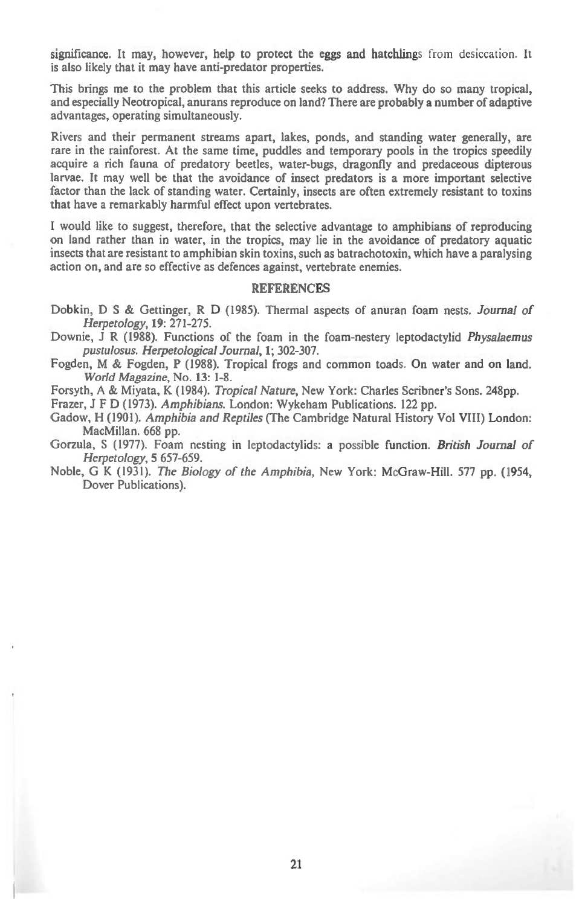significance. It may, however, help to protect the eggs and hatchlings from desiccation. It is also likely that it may have anti-predator properties.

This brings me to the problem that this article seeks to address. Why do so many tropical, and especially Neotropical, anurans reproduce on land? There are probably a number of adaptive advantages, operating simultaneously.

Rivers and their permanent streams apart, lakes, ponds, and standing water generally, are rare in the rainforest. At the same time, puddles and temporary pools in the tropics speedily acquire a rich fauna of predatory beetles, water-bugs, dragonfly and predaceous dipterous larvae. It may well be that the avoidance of insect predators is a more important selective factor than the lack of standing water. Certainly, insects are often extremely resistant to toxins that have a remarkably harmful effect upon vertebrates.

I would like to suggest, therefore, that the selective advantage to amphibians of reproducing on land rather than in water, in the tropics, may lie in the avoidance of predatory aquatic insects that are resistant to amphibian skin toxins, such as batrachotoxin, which have a paralysing action on, and are so effective as defences against, vertebrate enemies.

## REFERENCES

Dobkin, D S & Gettinger, R D (1985). Thermal aspects of anuran foam nests. *Journal of Herpetology*, **19**: 271-275.

Downie, J R (1988). Functions of the foam in the foam-nestery leptodactylid *Physalaemus pustulosus*. *Herpetological Journal*, **1**; 302-307.

Fogden, M & Fogden, P (1988). Tropical frogs and common toads. On water and on land. *World Magazine*, No. **13**: 1-8.

Forsyth, A & Miyata, K (1984). *Tropical Nature*, New York: Charles Scribner's Sons. 248pp.

Frazer, J F D (1973). *Amphibians*. London: Wykeham Publications. 122 pp.

Gadow, H (1901). *Amphibia and Reptiles* (The Cambridge Natural History Vol VIII) London: MacMillan. 668 pp.

Gorzula, S (1977). Foam nesting in leptodactylids: a possible function. *British Journal of Herpetology*, 5 657-659.

Noble, G K (1931). *The Biology of the Amphibia*, New York: McGraw-Hill. 577 pp. (1954, Dover Publications).